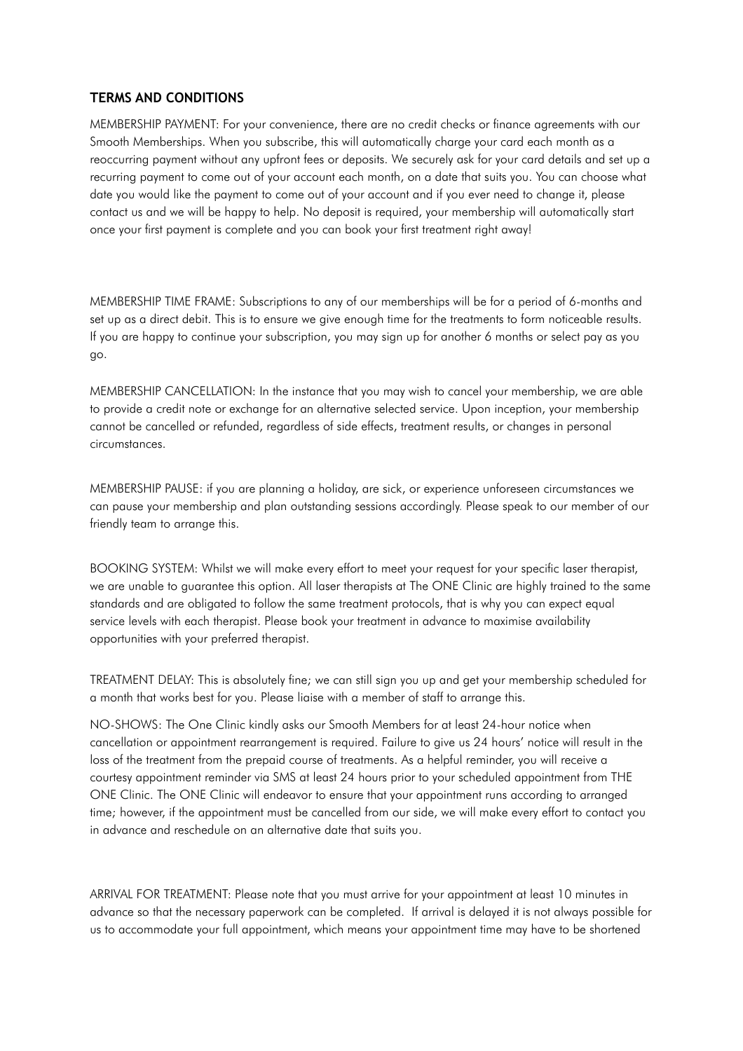## TERMS AND CONDITIONS

MEMBERSHIP PAYMENT: For your convenience, there are no credit checks or finance agreements with our Smooth Memberships. When you subscribe, this will automatically charge your card each month as a reoccurring payment without any upfront fees or deposits. We securely ask for your card details and set up a recurring payment to come out of your account each month, on a date that suits you. You can choose what date you would like the payment to come out of your account and if you ever need to change it, please contact us and we will be happy to help. No deposit is required, your membership will automatically start once your first payment is complete and you can book your first treatment right away!

MEMBERSHIP TIME FRAME: Subscriptions to any of our memberships will be for a period of 6-months and set up as a direct debit. This is to ensure we give enough time for the treatments to form noticeable results. If you are happy to continue your subscription, you may sign up for another 6 months or select pay as you go.

MEMBERSHIP CANCELLATION: In the instance that you may wish to cancel your membership, we are able to provide a credit note or exchange for an alternative selected service. Upon inception, your membership cannot be cancelled or refunded, regardless of side effects, treatment results, or changes in personal circumstances.

MEMBERSHIP PAUSE: if you are planning a holiday, are sick, or experience unforeseen circumstances we can pause your membership and plan outstanding sessions accordingly. Please speak to our member of our friendly team to arrange this.

BOOKING SYSTEM: Whilst we will make every effort to meet your request for your specific laser therapist, we are unable to guarantee this option. All laser therapists at The ONE Clinic are highly trained to the same standards and are obligated to follow the same treatment protocols, that is why you can expect equal service levels with each therapist. Please book your treatment in advance to maximise availability opportunities with your preferred therapist.

TREATMENT DELAY: This is absolutely fine; we can still sign you up and get your membership scheduled for a month that works best for you. Please liaise with a member of staff to arrange this.

NO-SHOWS: The One Clinic kindly asks our Smooth Members for at least 24-hour notice when cancellation or appointment rearrangement is required. Failure to give us 24 hours' notice will result in the loss of the treatment from the prepaid course of treatments. As a helpful reminder, you will receive a courtesy appointment reminder via SMS at least 24 hours prior to your scheduled appointment from THE ONE Clinic. The ONE Clinic will endeavor to ensure that your appointment runs according to arranged time; however, if the appointment must be cancelled from our side, we will make every effort to contact you in advance and reschedule on an alternative date that suits you.

ARRIVAL FOR TREATMENT: Please note that you must arrive for your appointment at least 10 minutes in advance so that the necessary paperwork can be completed. If arrival is delayed it is not always possible for us to accommodate your full appointment, which means your appointment time may have to be shortened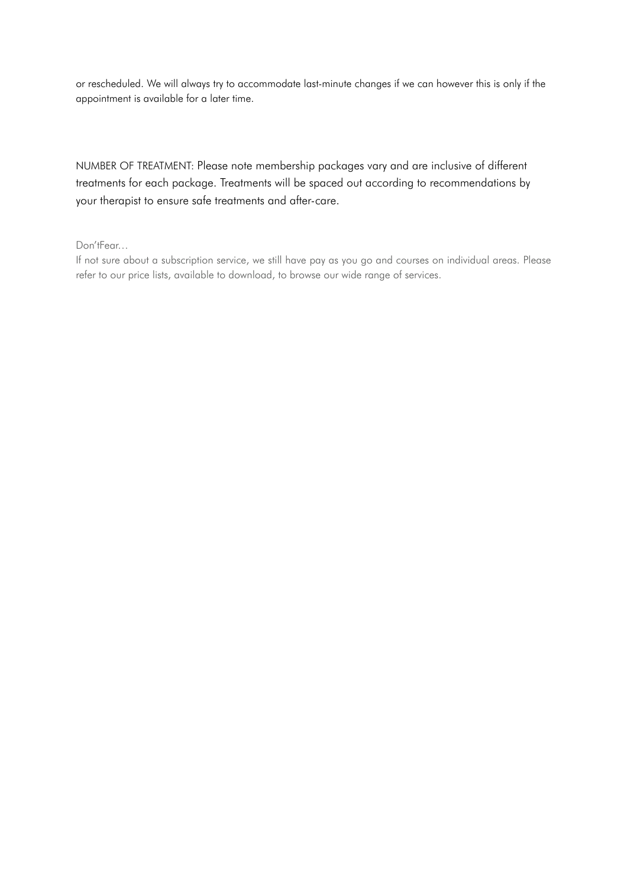or rescheduled. We will always try to accommodate last-minute changes if we can however this is only if the appointment is available for a later time.

NUMBER OF TREATMENT: Please note membership packages vary and are inclusive of different treatments for each package. Treatments will be spaced out according to recommendations by your therapist to ensure safe treatments and after-care.

Don'tFear…

If not sure about a subscription service, we still have pay as you go and courses on individual areas. Please refer to our price lists, available to download, to browse our wide range of services.